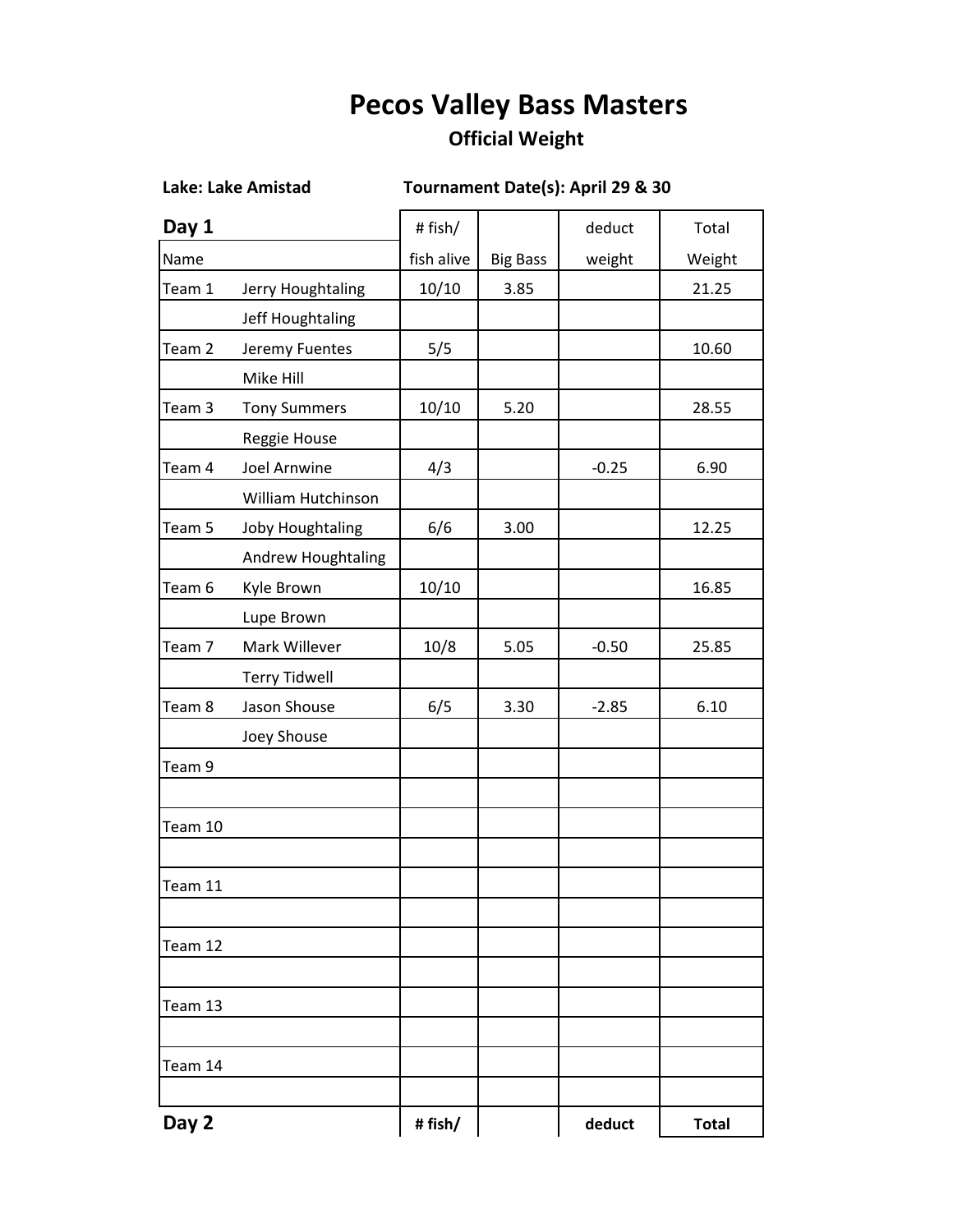# Pecos Valley Bass Masters

## Official Weight

**Lake: Lake Amistad** **Tournament Date(s): April 29 & 30**

| **Day 1** | | # fish/ | | deduct | Total |
|---|---|---|---|---|---|
| Name | | fish alive | Big Bass | weight | Weight |
| Team 1 | Jerry Houghtaling | 10/10 | 3.85 | | 21.25 |
| | Jeff Houghtaling | | | | |
| Team 2 | Jeremy Fuentes | 5/5 | | | 10.60 |
| | Mike Hill | | | | |
| Team 3 | Tony Summers | 10/10 | 5.20 | | 28.55 |
| | Reggie House | | | | |
| Team 4 | Joel Arnwine | 4/3 | | -0.25 | 6.90 |
| | William Hutchinson | | | | |
| Team 5 | Joby Houghtaling | 6/6 | 3.00 | | 12.25 |
| | Andrew Houghtaling | | | | |
| Team 6 | Kyle Brown | 10/10 | | | 16.85 |
| | Lupe Brown | | | | |
| Team 7 | Mark Willever | 10/8 | 5.05 | -0.50 | 25.85 |
| | Terry Tidwell | | | | |
| Team 8 | Jason Shouse | 6/5 | 3.30 | -2.85 | 6.10 |
| | Joey Shouse | | | | |
| Team 9 | | | | | |
| | | | | | |
| Team 10 | | | | | |
| | | | | | |
| Team 11 | | | | | |
| | | | | | |
| Team 12 | | | | | |
| | | | | | |
| Team 13 | | | | | |
| | | | | | |
| Team 14 | | | | | |
| | | | | | |

| **Day 2** | | **# fish/** | | **deduct** | **Total** |
|---|---|---|---|---|---|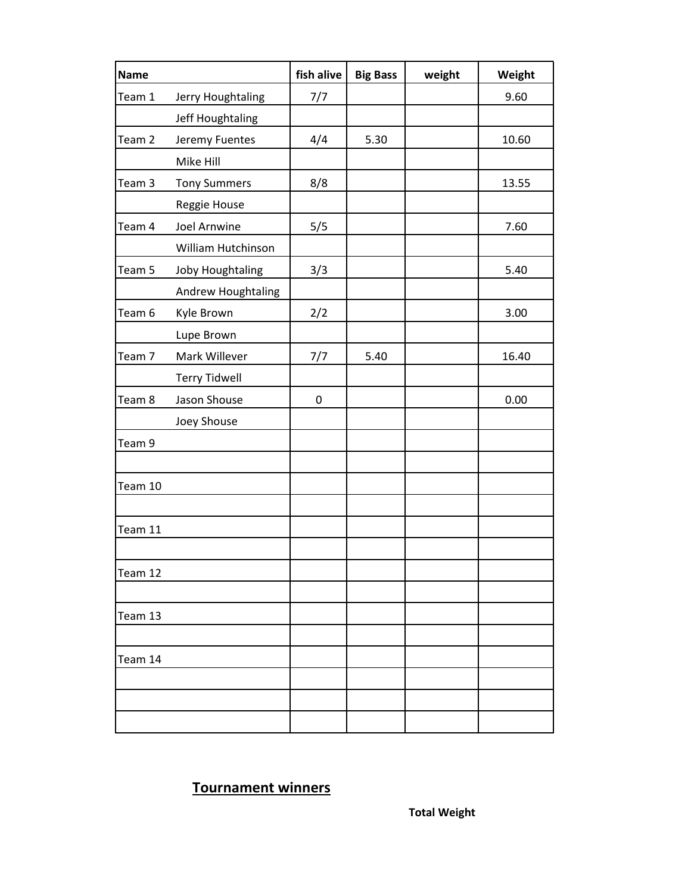| Name | | fish alive | Big Bass | weight | Weight |
|---|---|---|---|---|---|
| Team 1 | Jerry Houghtaling | 7/7 | | | 9.60 |
| | Jeff Houghtaling | | | | |
| Team 2 | Jeremy Fuentes | 4/4 | 5.30 | | 10.60 |
| | Mike Hill | | | | |
| Team 3 | Tony Summers | 8/8 | | | 13.55 |
| | Reggie House | | | | |
| Team 4 | Joel Arnwine | 5/5 | | | 7.60 |
| | William Hutchinson | | | | |
| Team 5 | Joby Houghtaling | 3/3 | | | 5.40 |
| | Andrew Houghtaling | | | | |
| Team 6 | Kyle Brown | 2/2 | | | 3.00 |
| | Lupe Brown | | | | |
| Team 7 | Mark Willever | 7/7 | 5.40 | | 16.40 |
| | Terry Tidwell | | | | |
| Team 8 | Jason Shouse | 0 | | | 0.00 |
| | Joey Shouse | | | | |
| Team 9 | | | | | |
| | | | | | |
| Team 10 | | | | | |
| | | | | | |
| Team 11 | | | | | |
| | | | | | |
| Team 12 | | | | | |
| | | | | | |
| Team 13 | | | | | |
| | | | | | |
| Team 14 | | | | | |
| | | | | | |
| | | | | | |
| | | | | | |

## Tournament winners

**Total Weight**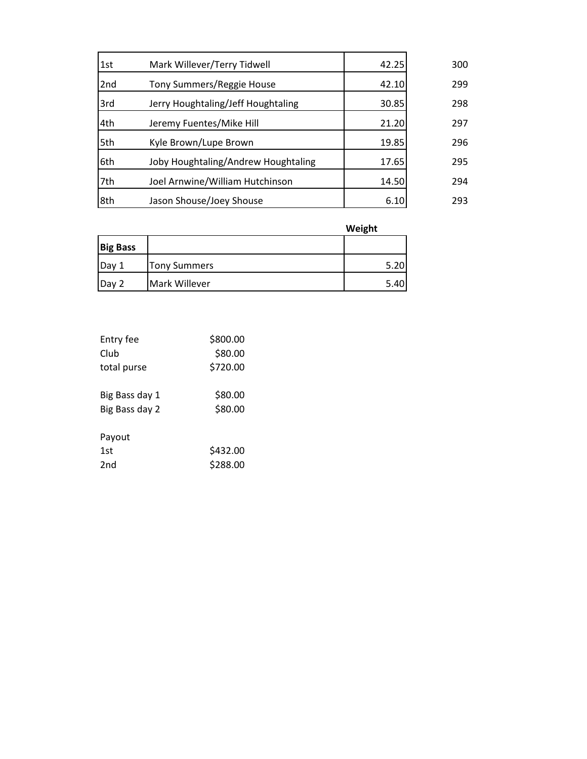| | | | |
|---|---|---|---|
| 1st | Mark Willever/Terry Tidwell | 42.25 | 300 |
| 2nd | Tony Summers/Reggie House | 42.10 | 299 |
| 3rd | Jerry Houghtaling/Jeff Houghtaling | 30.85 | 298 |
| 4th | Jeremy Fuentes/Mike Hill | 21.20 | 297 |
| 5th | Kyle Brown/Lupe Brown | 19.85 | 296 |
| 6th | Joby Houghtaling/Andrew Houghtaling | 17.65 | 295 |
| 7th | Joel Arnwine/William Hutchinson | 14.50 | 294 |
| 8th | Jason Shouse/Joey Shouse | 6.10 | 293 |

| | | Weight |
|---|---|---|
| **Big Bass** | | |
| Day 1 | Tony Summers | 5.20 |
| Day 2 | Mark Willever | 5.40 |

| | |
|---|---|
| Entry fee | $800.00 |
| Club | $80.00 |
| total purse | $720.00 |
| | |
| Big Bass day 1 | $80.00 |
| Big Bass day 2 | $80.00 |
| | |
| Payout | |
| 1st | $432.00 |
| 2nd | $288.00 |